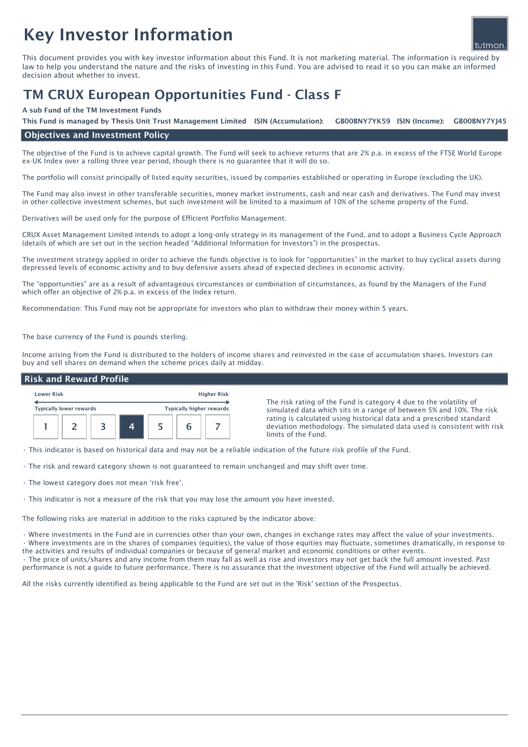# Key Investor Information

This document provides you with key investor information about this Fund. It is not marketing material. The information is required by law to help you understand the nature and the risks of investing in this Fund. You are advised to read it so you can make an informed decision about whether to invest.

## TM CRUX European Opportunities Fund - Class F

**A sub Fund of the TM Investment Funds**

**This Fund is managed by Thesis Unit Trust Management Limited ISIN (Accumulation): GB00BNY7YK59 ISIN (Income): GB00BNY7YJ45**

### Objectives and Investment Policy

The objective of the Fund is to achieve capital growth. The Fund will seek to achieve returns that are 2% p.a. in excess of the FTSE World Europe ex-UK Index over a rolling three year period, though there is no guarantee that it will do so.

The portfolio will consist principally of listed equity securities, issued by companies established or operating in Europe (excluding the UK).

The Fund may also invest in other transferable securities, money market instruments, cash and near cash and derivatives. The Fund may invest in other collective investment schemes, but such investment will be limited to a maximum of 10% of the scheme property of the Fund.

Derivatives will be used only for the purpose of Efficient Portfolio Management.

CRUX Asset Management Limited intends to adopt a long-only strategy in its management of the Fund, and to adopt a Business Cycle Approach (details of which are set out in the section headed "Additional Information for Investors") in the prospectus.

The investment strategy applied in order to achieve the funds objective is to look for "opportunities" in the market to buy cyclical assets during depressed levels of economic activity and to buy defensive assets ahead of expected declines in economic activity.

The "opportunities" are as a result of advantageous circumstances or combination of circumstances, as found by the Managers of the Fund which offer an objective of 2% p.a. in excess of the Index return.

Recommendation: This Fund may not be appropriate for investors who plan to withdraw their money within 5 years.

The base currency of the Fund is pounds sterling.

Income arising from the Fund is distributed to the holders of income shares and reinvested in the case of accumulation shares. Investors can buy and sell shares on demand when the scheme prices daily at midday.

### Risk and Reward Profile

Lower Risk — Higher Risk

Typically lower rewards — Typically higher rewards

| 1 | 2 | 3 | **4** | 5 | 6 | 7 |
|---|---|---|---|---|---|---|

The risk rating of the Fund is category 4 due to the volatility of simulated data which sits in a range of between 5% and 10%. The risk rating is calculated using historical data and a prescribed standard deviation methodology. The simulated data used is consistent with risk limits of the Fund.

- This indicator is based on historical data and may not be a reliable indication of the future risk profile of the Fund.
- The risk and reward category shown is not guaranteed to remain unchanged and may shift over time.
- The lowest category does not mean 'risk free'.
- This indicator is not a measure of the risk that you may lose the amount you have invested.

The following risks are material in addition to the risks captured by the indicator above:

- Where investments in the Fund are in currencies other than your own, changes in exchange rates may affect the value of your investments.
- Where investments are in the shares of companies (equities), the value of those equities may fluctuate, sometimes dramatically, in response to the activities and results of individual companies or because of general market and economic conditions or other events.
- The price of units/shares and any income from them may fall as well as rise and investors may not get back the full amount invested. Past performance is not a guide to future performance. There is no assurance that the investment objective of the Fund will actually be achieved.

All the risks currently identified as being applicable to the Fund are set out in the 'Risk' section of the Prospectus.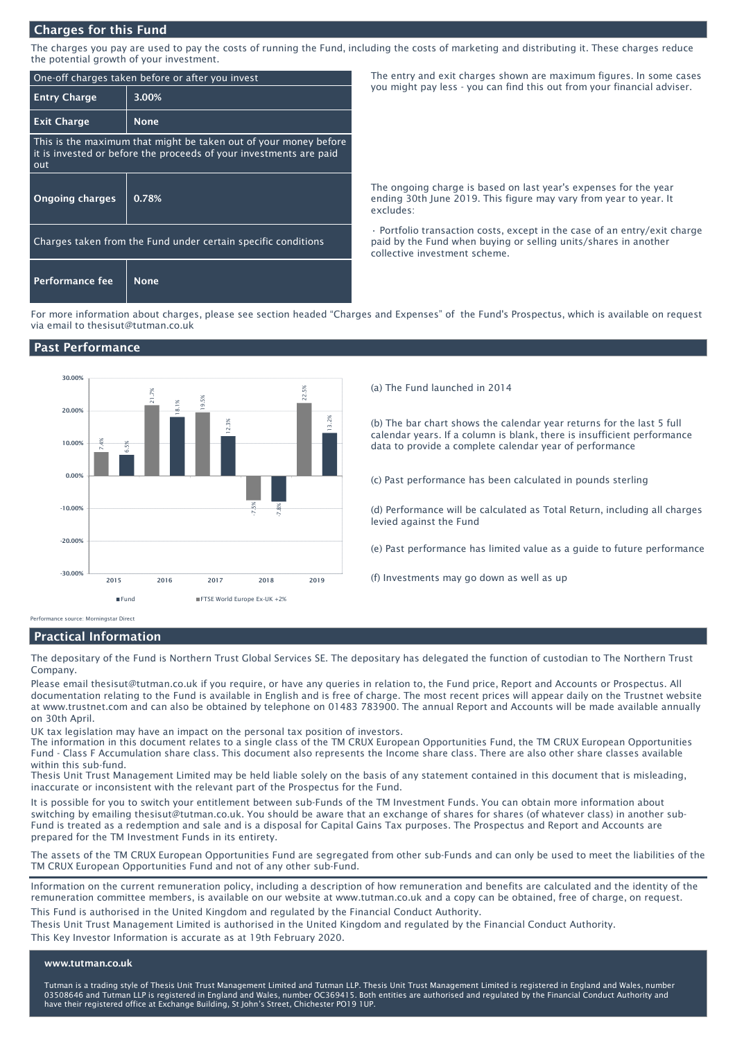## Charges for this Fund

The charges you pay are used to pay the costs of running the Fund, including the costs of marketing and distributing it. These charges reduce the potential growth of your investment.

| One-off charges taken before or after you invest | |
|---|---|
| **Entry Charge** | **3.00%** |
| **Exit Charge** | **None** |
| This is the maximum that might be taken out of your money before it is invested or before the proceeds of your investments are paid out | |
| **Ongoing charges** | **0.78%** |
| Charges taken from the Fund under certain specific conditions | |
| **Performance fee** | **None** |

The entry and exit charges shown are maximum figures. In some cases you might pay less - you can find this out from your financial adviser.

The ongoing charge is based on last year's expenses for the year ending 30th June 2019. This figure may vary from year to year. It excludes:

- Portfolio transaction costs, except in the case of an entry/exit charge paid by the Fund when buying or selling units/shares in another collective investment scheme.

For more information about charges, please see section headed "Charges and Expenses" of the Fund's Prospectus, which is available on request via email to thesisut@tutman.co.uk

## Past Performance

30.00%
20.00%
10.00%
0.00%
-10.00%
-20.00%
-30.00%

7.4%
6.5%
21.7%
18.1%
19.5%
12.3%
-7.5%
-7.8%
22.5%
13.2%

2015
2016
2017
2018
2019

Fund
FTSE World Europe Ex-UK +2%

Performance source: Morningstar Direct

(a) The Fund launched in 2014

(b) The bar chart shows the calendar year returns for the last 5 full calendar years. If a column is blank, there is insufficient performance data to provide a complete calendar year of performance

(c) Past performance has been calculated in pounds sterling

(d) Performance will be calculated as Total Return, including all charges levied against the Fund

(e) Past performance has limited value as a guide to future performance

(f) Investments may go down as well as up

## Practical Information

The depositary of the Fund is Northern Trust Global Services SE. The depositary has delegated the function of custodian to The Northern Trust Company.

Please email thesisut@tutman.co.uk if you require, or have any queries in relation to, the Fund price, Report and Accounts or Prospectus. All documentation relating to the Fund is available in English and is free of charge. The most recent prices will appear daily on the Trustnet website at www.trustnet.com and can also be obtained by telephone on 01483 783900. The annual Report and Accounts will be made available annually on 30th April.

UK tax legislation may have an impact on the personal tax position of investors.

The information in this document relates to a single class of the TM CRUX European Opportunities Fund, the TM CRUX European Opportunities Fund - Class F Accumulation share class. This document also represents the Income share class. There are also other share classes available within this sub-fund.

Thesis Unit Trust Management Limited may be held liable solely on the basis of any statement contained in this document that is misleading, inaccurate or inconsistent with the relevant part of the Prospectus for the Fund.

It is possible for you to switch your entitlement between sub-Funds of the TM Investment Funds. You can obtain more information about switching by emailing thesisut@tutman.co.uk. You should be aware that an exchange of shares for shares (of whatever class) in another sub-Fund is treated as a redemption and sale and is a disposal for Capital Gains Tax purposes. The Prospectus and Report and Accounts are prepared for the TM Investment Funds in its entirety.

The assets of the TM CRUX European Opportunities Fund are segregated from other sub-Funds and can only be used to meet the liabilities of the TM CRUX European Opportunities Fund and not of any other sub-Fund.

Information on the current remuneration policy, including a description of how remuneration and benefits are calculated and the identity of the remuneration committee members, is available on our website at www.tutman.co.uk and a copy can be obtained, free of charge, on request.

This Fund is authorised in the United Kingdom and regulated by the Financial Conduct Authority.

Thesis Unit Trust Management Limited is authorised in the United Kingdom and regulated by the Financial Conduct Authority.

This Key Investor Information is accurate as at 19th February 2020.

**www.tutman.co.uk**

Tutman is a trading style of Thesis Unit Trust Management Limited and Tutman LLP. Thesis Unit Trust Management Limited is registered in England and Wales, number 03508646 and Tutman LLP is registered in England and Wales, number OC369415. Both entities are authorised and regulated by the Financial Conduct Authority and have their registered office at Exchange Building, St John's Street, Chichester PO19 1UP.